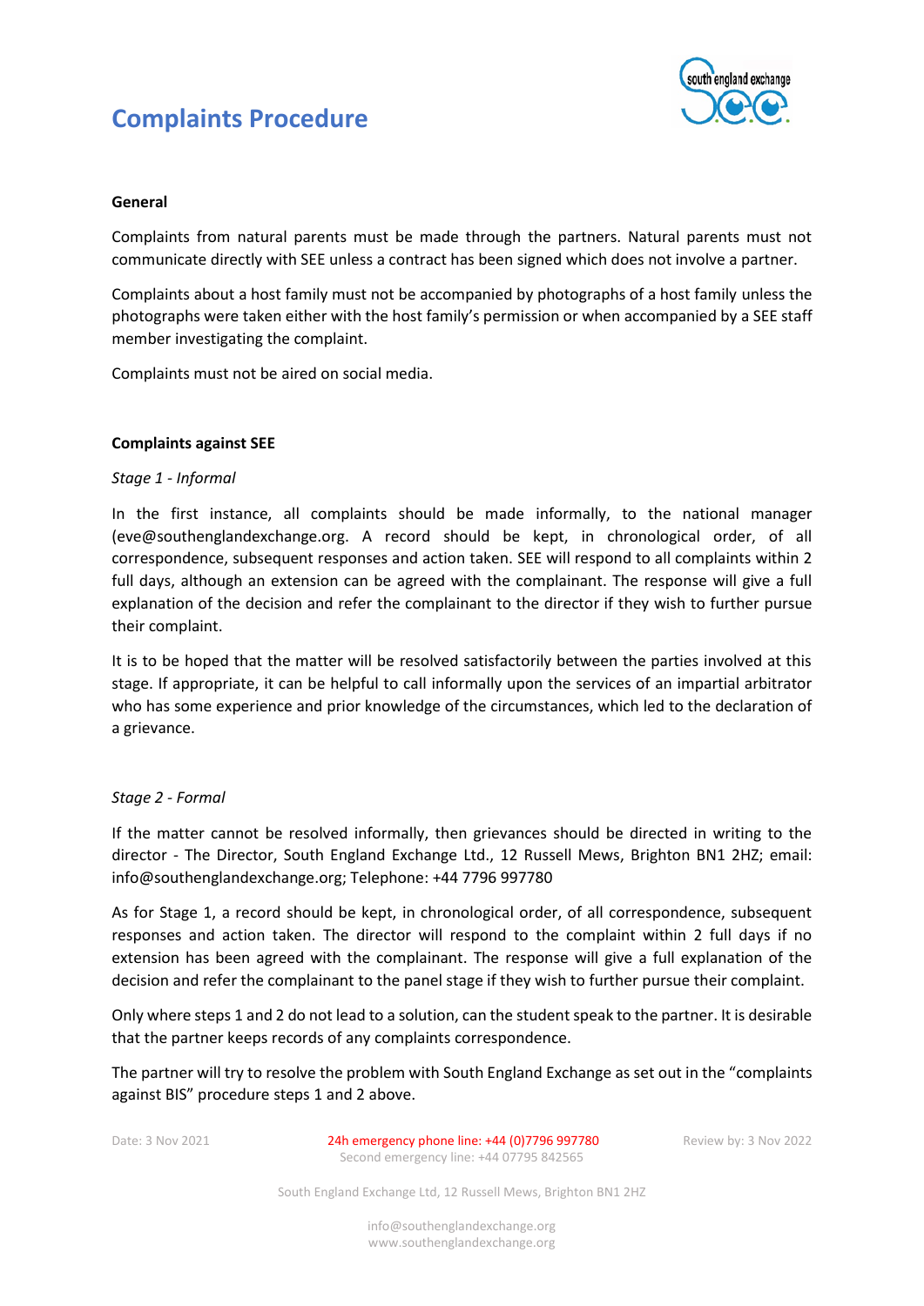# Complaints Procedure

**General**

Complaints from natural parents must be made through the partners. Natural parents must not communicate directly with SEE unless a contract has been signed which does not involve a partner.

Complaints about a host family must not be accompanied by photographs of a host family unless the photographs were taken either with the host family's permission or when accompanied by a SEE staff member investigating the complaint.

Complaints must not be aired on social media.

**Complaints against SEE**

*Stage 1 - Informal*

In the first instance, all complaints should be made informally, to the national manager (eve@southenglandexchange.org. A record should be kept, in chronological order, of all correspondence, subsequent responses and action taken. SEE will respond to all complaints within 2 full days, although an extension can be agreed with the complainant. The response will give a full explanation of the decision and refer the complainant to the director if they wish to further pursue their complaint.

It is to be hoped that the matter will be resolved satisfactorily between the parties involved at this stage. If appropriate, it can be helpful to call informally upon the services of an impartial arbitrator who has some experience and prior knowledge of the circumstances, which led to the declaration of a grievance.

*Stage 2 - Formal*

If the matter cannot be resolved informally, then grievances should be directed in writing to the director - The Director, South England Exchange Ltd., 12 Russell Mews, Brighton BN1 2HZ; email: info@southenglandexchange.org; Telephone: +44 7796 997780

As for Stage 1, a record should be kept, in chronological order, of all correspondence, subsequent responses and action taken. The director will respond to the complaint within 2 full days if no extension has been agreed with the complainant. The response will give a full explanation of the decision and refer the complainant to the panel stage if they wish to further pursue their complaint.

Only where steps 1 and 2 do not lead to a solution, can the student speak to the partner. It is desirable that the partner keeps records of any complaints correspondence.

The partner will try to resolve the problem with South England Exchange as set out in the "complaints against BIS" procedure steps 1 and 2 above.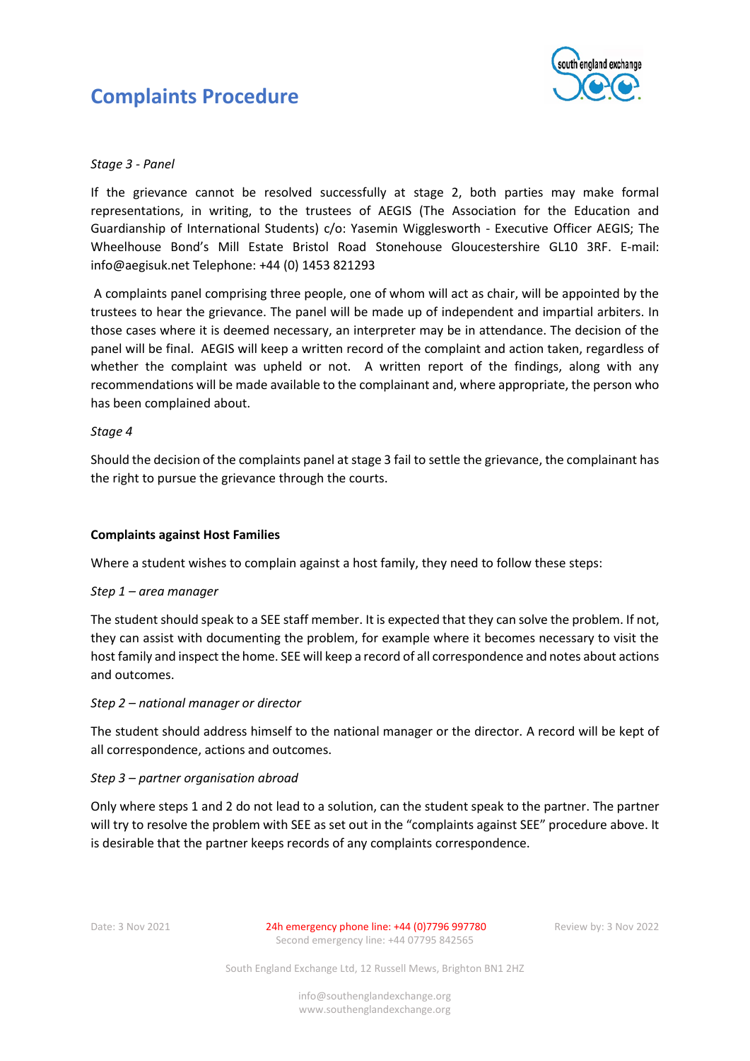*Stage 3 - Panel*

If the grievance cannot be resolved successfully at stage 2, both parties may make formal representations, in writing, to the trustees of AEGIS (The Association for the Education and Guardianship of International Students) c/o: Yasemin Wigglesworth - Executive Officer AEGIS; The Wheelhouse Bond's Mill Estate Bristol Road Stonehouse Gloucestershire GL10 3RF. E-mail: info@aegisuk.net Telephone: +44 (0) 1453 821293

A complaints panel comprising three people, one of whom will act as chair, will be appointed by the trustees to hear the grievance. The panel will be made up of independent and impartial arbiters. In those cases where it is deemed necessary, an interpreter may be in attendance. The decision of the panel will be final. AEGIS will keep a written record of the complaint and action taken, regardless of whether the complaint was upheld or not. A written report of the findings, along with any recommendations will be made available to the complainant and, where appropriate, the person who has been complained about.

*Stage 4*

Should the decision of the complaints panel at stage 3 fail to settle the grievance, the complainant has the right to pursue the grievance through the courts.

**Complaints against Host Families**

Where a student wishes to complain against a host family, they need to follow these steps:

*Step 1 – area manager*

The student should speak to a SEE staff member. It is expected that they can solve the problem. If not, they can assist with documenting the problem, for example where it becomes necessary to visit the host family and inspect the home. SEE will keep a record of all correspondence and notes about actions and outcomes.

*Step 2 – national manager or director*

The student should address himself to the national manager or the director. A record will be kept of all correspondence, actions and outcomes.

*Step 3 – partner organisation abroad*

Only where steps 1 and 2 do not lead to a solution, can the student speak to the partner. The partner will try to resolve the problem with SEE as set out in the "complaints against SEE" procedure above. It is desirable that the partner keeps records of any complaints correspondence.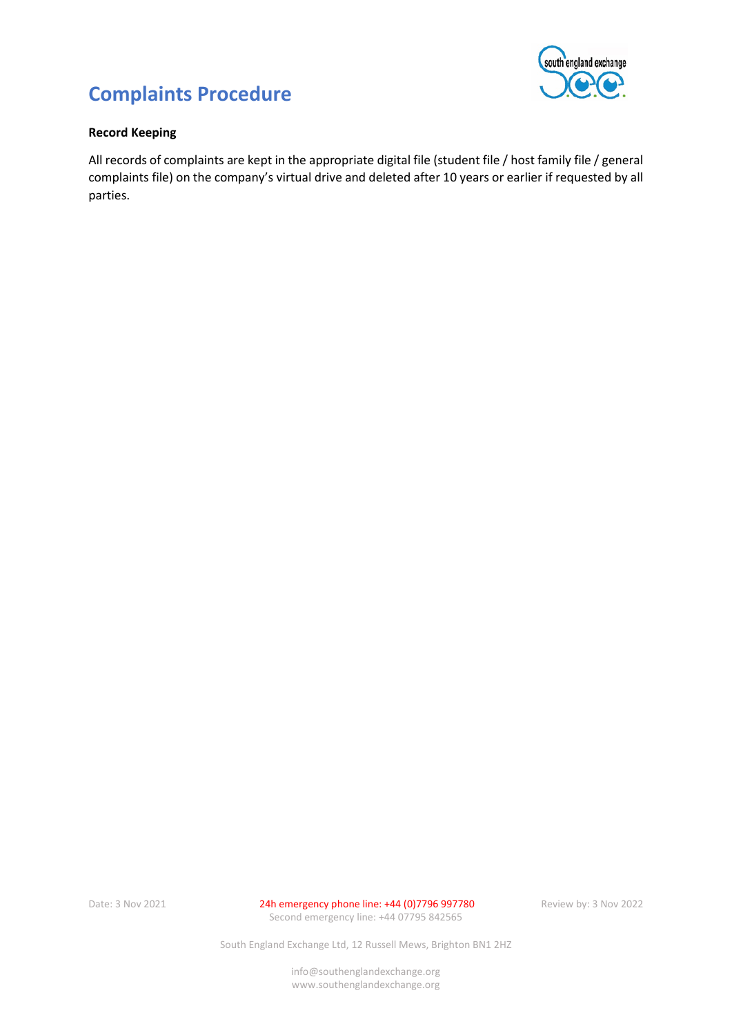# Complaints Procedure

**Record Keeping**

All records of complaints are kept in the appropriate digital file (student file / host family file / general complaints file) on the company's virtual drive and deleted after 10 years or earlier if requested by all parties.